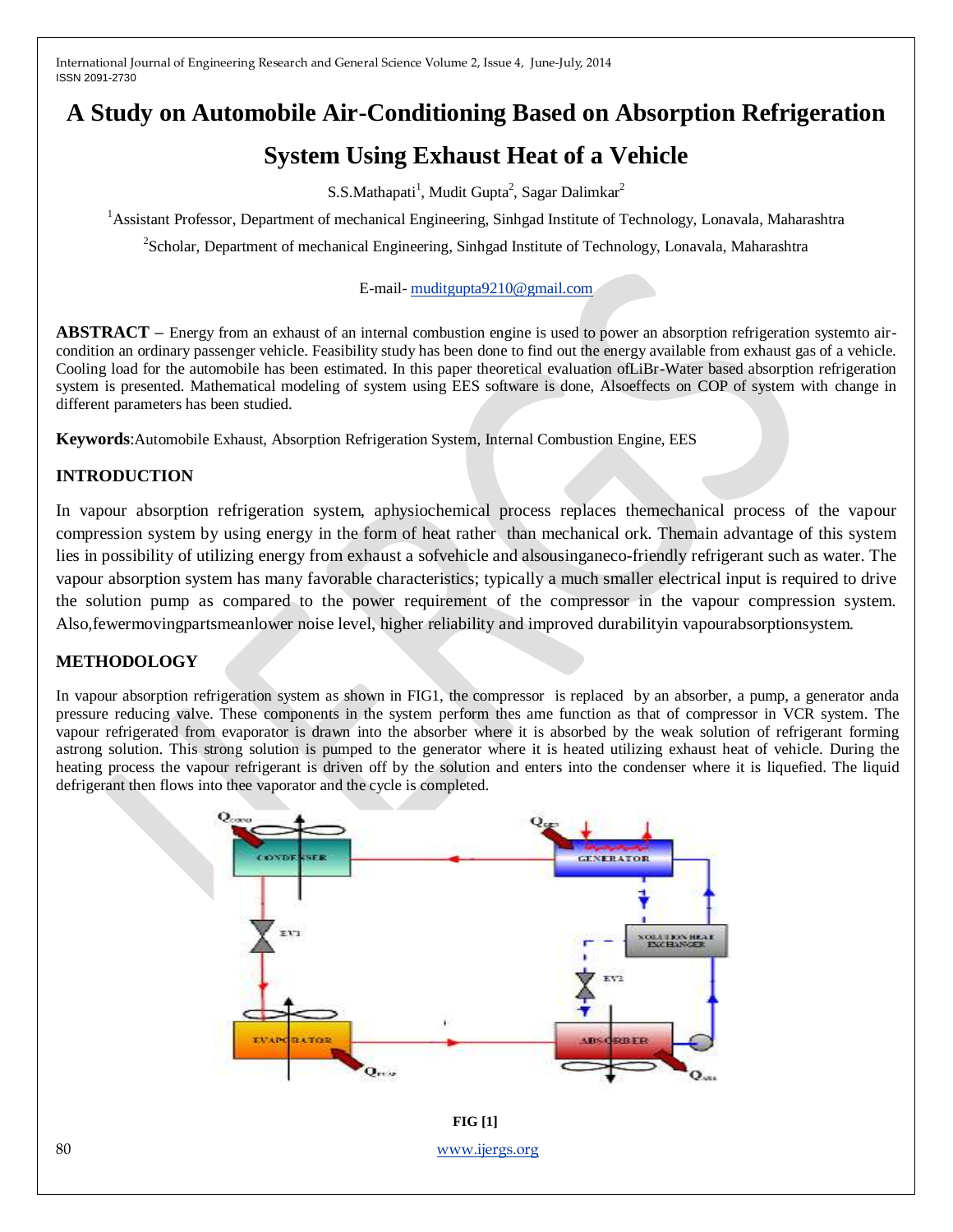# A Study on Automobile Air-Conditioning Based on Absorption Refrigeration System Using Exhaust Heat of a Vehicle

S.S.Mathapati[1], Mudit Gupta[2], Sagar Dalimkar[2]

[1]Assistant Professor, Department of mechanical Engineering, Sinhgad Institute of Technology, Lonavala, Maharashtra

[2]Scholar, Department of mechanical Engineering, Sinhgad Institute of Technology, Lonavala, Maharashtra

E-mail- muditgupta9210@gmail.com

**ABSTRACT –** Energy from an exhaust of an internal combustion engine is used to power an absorption refrigeration systemto air-condition an ordinary passenger vehicle. Feasibility study has been done to find out the energy available from exhaust gas of a vehicle. Cooling load for the automobile has been estimated. In this paper theoretical evaluation ofLiBr-Water based absorption refrigeration system is presented. Mathematical modeling of system using EES software is done, Alsoeffects on COP of system with change in different parameters has been studied.

**Keywords**:Automobile Exhaust, Absorption Refrigeration System, Internal Combustion Engine, EES

## INTRODUCTION

In vapour absorption refrigeration system, aphysiochemical process replaces themechanical process of the vapour compression system by using energy in the form of heat rather than mechanical ork. Themain advantage of this system lies in possibility of utilizing energy from exhaust a sofvehicle and alsousinganeco-friendly refrigerant such as water. The vapour absorption system has many favorable characteristics; typically a much smaller electrical input is required to drive the solution pump as compared to the power requirement of the compressor in the vapour compression system. Also,fewermovingpartsmeanlower noise level, higher reliability and improved durabilityin vapourabsorptionsystem.

## METHODOLOGY

In vapour absorption refrigeration system as shown in FIG1, the compressor is replaced by an absorber, a pump, a generator anda pressure reducing valve. These components in the system perform thes ame function as that of compressor in VCR system. The vapour refrigerated from evaporator is drawn into the absorber where it is absorbed by the weak solution of refrigerant forming astrong solution. This strong solution is pumped to the generator where it is heated utilizing exhaust heat of vehicle. During the heating process the vapour refrigerant is driven off by the solution and enters into the condenser where it is liquefied. The liquid defrigerant then flows into thee vaporator and the cycle is completed.

**FIG [1]**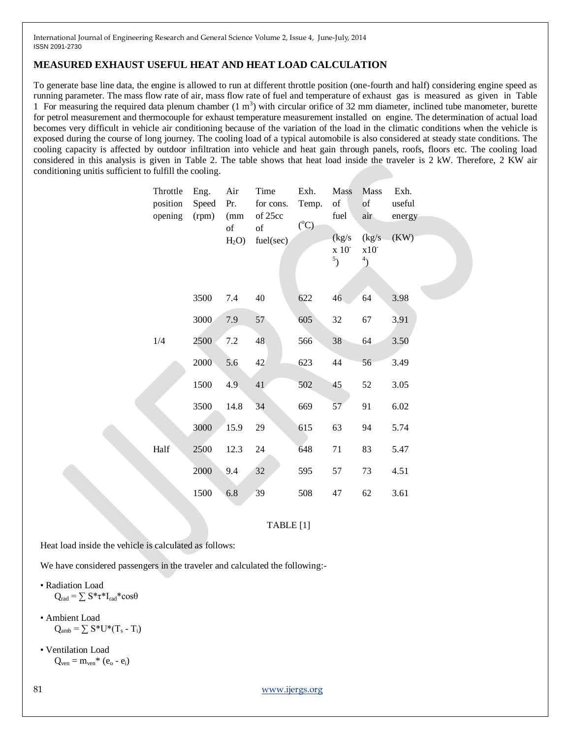## MEASURED EXHAUST USEFUL HEAT AND HEAT LOAD CALCULATION

To generate base line data, the engine is allowed to run at different throttle position (one-fourth and half) considering engine speed as running parameter. The mass flow rate of air, mass flow rate of fuel and temperature of exhaust gas is measured as given in Table 1 For measuring the required data plenum chamber (1 $m^3$) with circular orifice of 32 mm diameter, inclined tube manometer, burette for petrol measurement and thermocouple for exhaust temperature measurement installed on engine. The determination of actual load becomes very difficult in vehicle air conditioning because of the variation of the load in the climatic conditions when the vehicle is exposed during the course of long journey. The cooling load of a typical automobile is also considered at steady state conditions. The cooling capacity is affected by outdoor infiltration into vehicle and heat gain through panels, roofs, floors etc. The cooling load considered in this analysis is given in Table 2. The table shows that heat load inside the traveler is 2 kW. Therefore, 2 KW air conditioning unitis sufficient to fulfill the cooling.

| Throttle position opening | Eng. Speed (rpm) | Air Pr. (mm of $H_2O$) | Time for cons. of 25cc of fuel(sec) | Exh. Temp. ($^oC$) | Mass of fuel (kg/s x $10^{-5}$) | Mass of air (kg/s x$10^{-4}$) | Exh. useful energy (KW) |
|---|---|---|---|---|---|---|---|
| | 3500 | 7.4 | 40 | 622 | 46 | 64 | 3.98 |
| | 3000 | 7.9 | 57 | 605 | 32 | 67 | 3.91 |
| 1/4 | 2500 | 7.2 | 48 | 566 | 38 | 64 | 3.50 |
| | 2000 | 5.6 | 42 | 623 | 44 | 56 | 3.49 |
| | 1500 | 4.9 | 41 | 502 | 45 | 52 | 3.05 |
| | 3500 | 14.8 | 34 | 669 | 57 | 91 | 6.02 |
| | 3000 | 15.9 | 29 | 615 | 63 | 94 | 5.74 |
| Half | 2500 | 12.3 | 24 | 648 | 71 | 83 | 5.47 |
| | 2000 | 9.4 | 32 | 595 | 57 | 73 | 4.51 |
| | 1500 | 6.8 | 39 | 508 | 47 | 62 | 3.61 |

TABLE [1]

Heat load inside the vehicle is calculated as follows:

We have considered passengers in the traveler and calculated the following:-

- Radiation Load
  $Q_{rad} = \sum S*\tau*I_{rad}*\cos\theta$
- Ambient Load
  $Q_{amb} = \sum S*U*(T_s - T_i)$
- Ventilation Load
  $Q_{ven} = m_{ven}* (e_o - e_i)$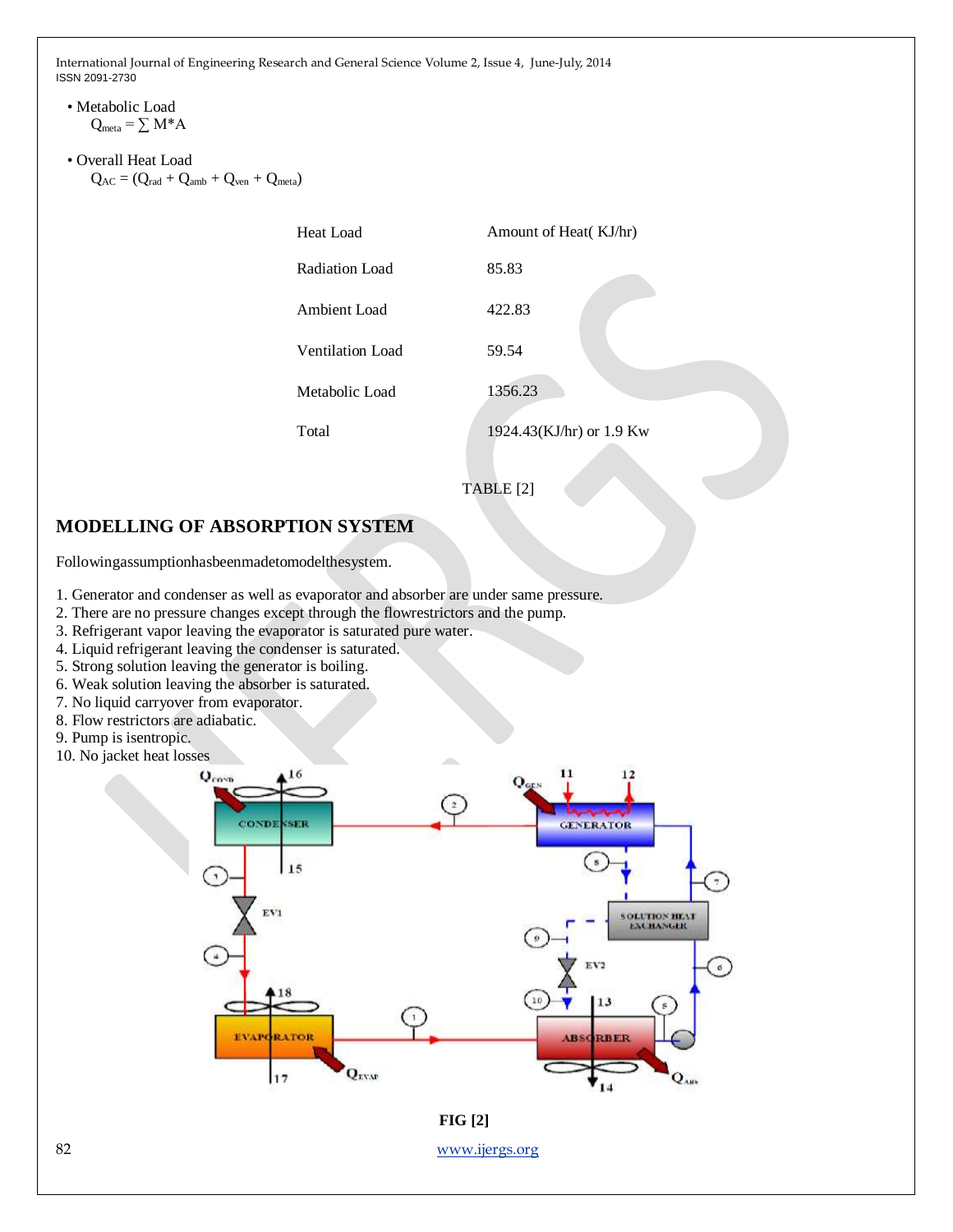- Metabolic Load
  $Q_{meta} = \sum M*A$

- Overall Heat Load
  $Q_{AC} = (Q_{rad} + Q_{amb} + Q_{ven} + Q_{meta})$

| Heat Load | Amount of Heat( KJ/hr) |
|---|---|
| Radiation Load | 85.83 |
| Ambient Load | 422.83 |
| Ventilation Load | 59.54 |
| Metabolic Load | 1356.23 |
| Total | 1924.43(KJ/hr) or 1.9 Kw |

TABLE [2]

## MODELLING OF ABSORPTION SYSTEM

Followingassumptionhasbeenmadetomodelthesystem.

1. Generator and condenser as well as evaporator and absorber are under same pressure.
2. There are no pressure changes except through the flowrestrictors and the pump.
3. Refrigerant vapor leaving the evaporator is saturated pure water.
4. Liquid refrigerant leaving the condenser is saturated.
5. Strong solution leaving the generator is boiling.
6. Weak solution leaving the absorber is saturated.
7. No liquid carryover from evaporator.
8. Flow restrictors are adiabatic.
9. Pump is isentropic.
10. No jacket heat losses

**FIG [2]**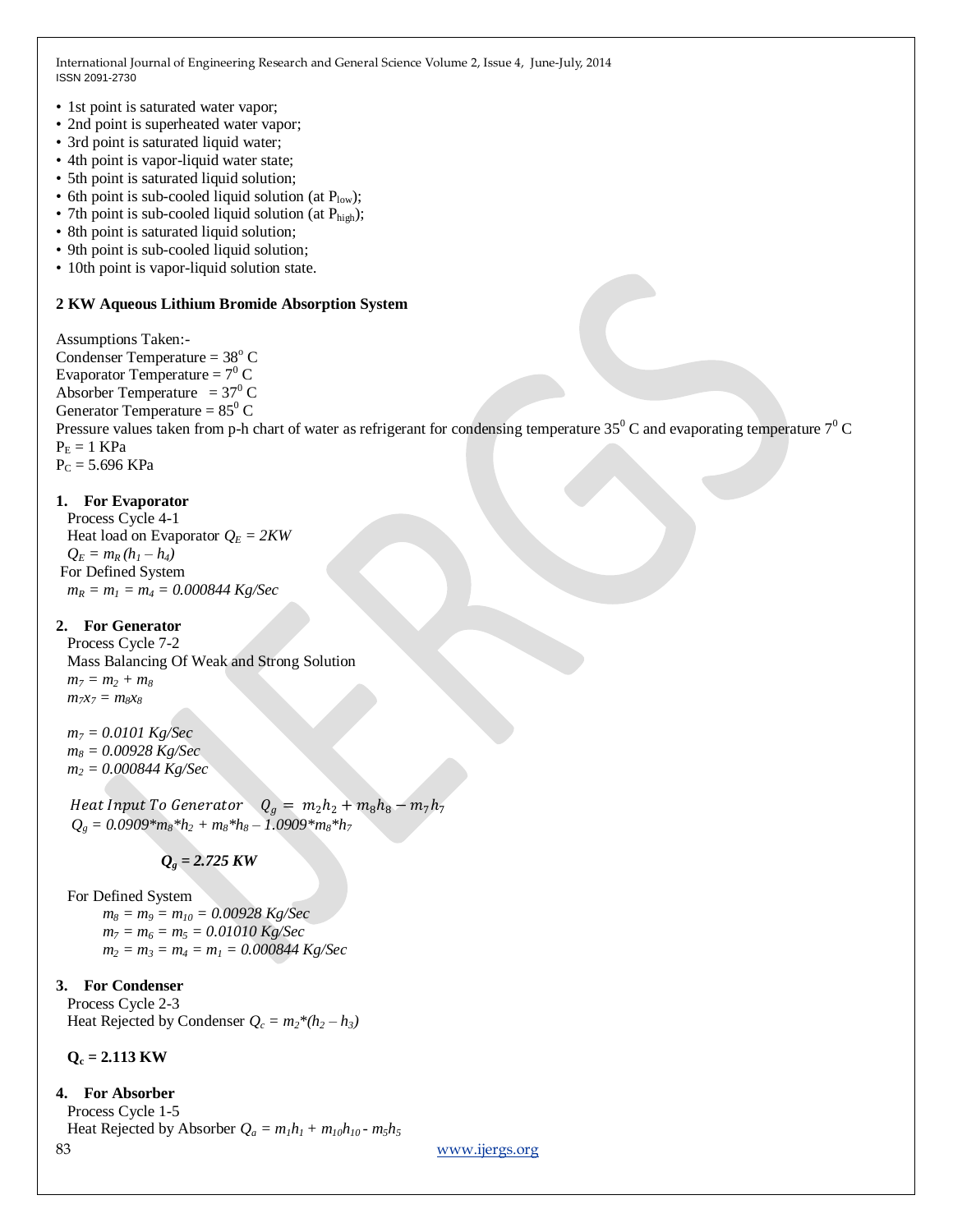- 1st point is saturated water vapor;
- 2nd point is superheated water vapor;
- 3rd point is saturated liquid water;
- 4th point is vapor-liquid water state;
- 5th point is saturated liquid solution;
- 6th point is sub-cooled liquid solution (at $P_{low}$);
- 7th point is sub-cooled liquid solution (at $P_{high}$);
- 8th point is saturated liquid solution;
- 9th point is sub-cooled liquid solution;
- 10th point is vapor-liquid solution state.

**2 KW Aqueous Lithium Bromide Absorption System**

Assumptions Taken:-

Condenser Temperature = $38^o$ C

Evaporator Temperature = $7^0$ C

Absorber Temperature = $37^0$ C

Generator Temperature = $85^0$ C

Pressure values taken from p-h chart of water as refrigerant for condensing temperature $35^0$ C and evaporating temperature $7^0$ C

$P_E$ = 1 KPa

$P_C$ = 5.696 KPa

1. **For Evaporator**

Process Cycle 4-1

Heat load on Evaporator $Q_E = 2KW$

$Q_E = m_R (h_1 - h_4)$

For Defined System

$m_R = m_1 = m_4 = 0.000844$ *Kg/Sec*

2. **For Generator**

Process Cycle 7-2

Mass Balancing Of Weak and Strong Solution

$m_7 = m_2 + m_8$

$m_7x_7 = m_8x_8$

$m_7 = 0.0101$ *Kg/Sec*

$m_8 = 0.00928$ *Kg/Sec*

$m_2 = 0.000844$ *Kg/Sec*

$$\text{Heat Input To Generator} \quad Q_g = m_2h_2 + m_8h_8 - m_7h_7$$

$$Q_g = 0.0909*m_8*h_2 + m_8*h_8 - 1.0909*m_8*h_7$$

$$\mathbf{Q_g = 2.725\ KW}$$

For Defined System

$m_8 = m_9 = m_{10} = 0.00928$ *Kg/Sec*

$m_7 = m_6 = m_5 = 0.01010$ *Kg/Sec*

$m_2 = m_3 = m_4 = m_1 = 0.000844$ *Kg/Sec*

3. **For Condenser**

Process Cycle 2-3

Heat Rejected by Condenser $Q_c = m_2*(h_2 - h_3)$

**$Q_c$ = 2.113 KW**

4. **For Absorber**

Process Cycle 1-5

Heat Rejected by Absorber $Q_a = m_1h_1 + m_{10}h_{10} - m_5h_5$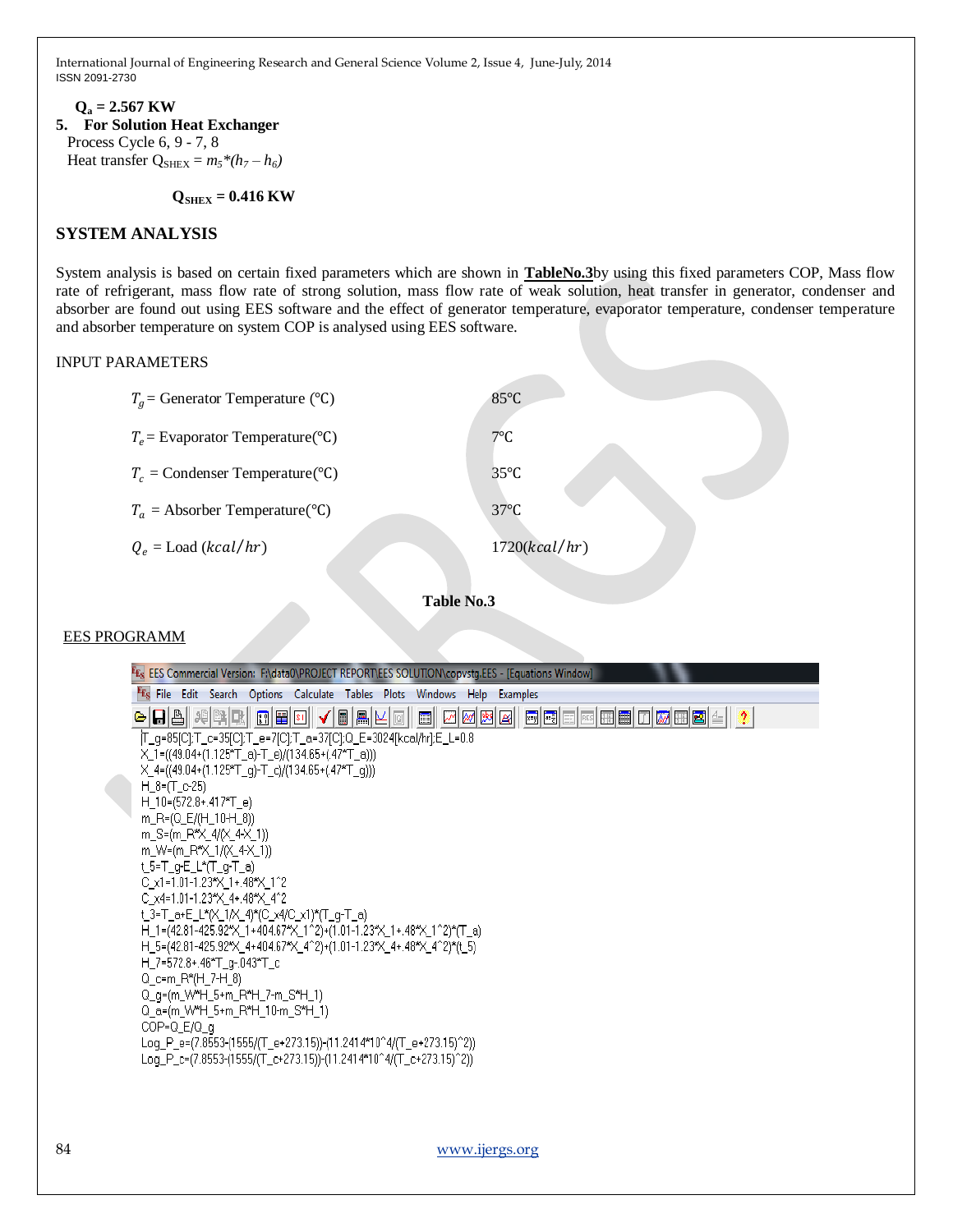$Q_a = 2.567$ **KW**

**5. For Solution Heat Exchanger**

Process Cycle 6, 9 - 7, 8

Heat transfer $Q_{SHEX} = m_5*(h_7 - h_6)$

$Q_{SHEX} = 0.416$ **KW**

## SYSTEM ANALYSIS

System analysis is based on certain fixed parameters which are shown in **TableNo.3** by using this fixed parameters COP, Mass flow rate of refrigerant, mass flow rate of strong solution, mass flow rate of weak solution, heat transfer in generator, condenser and absorber are found out using EES software and the effect of generator temperature, evaporator temperature, condenser temperature and absorber temperature on system COP is analysed using EES software.

INPUT PARAMETERS

| | |
|---|---|
| $T_g$ = Generator Temperature (℃) | 85℃ |
| $T_e$ = Evaporator Temperature(℃) | 7℃ |
| $T_c$ = Condenser Temperature(℃) | 35℃ |
| $T_a$ = Absorber Temperature(℃) | 37℃ |
| $Q_e$ = Load ($kcal/hr$) | 1720($kcal/hr$) |

**Table No.3**

EES PROGRAMM

```
EES Commercial Version: F:\data0\PROJECT REPORT\EES SOLUTION\copvstg.EES - [Equations Window]
File Edit Search Options Calculate Tables Plots Windows Help Examples

T_g=85[C];T_c=35[C];T_e=7[C];T_a=37[C];Q_E=3024[kcal/hr];E_L=0.8
X_1=((49.04+(1.125*T_a)-T_e)/(134.65+(.47*T_a)))
X_4=((49.04+(1.125*T_g)-T_c)/(134.65+(.47*T_g)))
H_8=(T_c-25)
H_10=(572.8+.417*T_e)
m_R=(Q_E/(H_10-H_8))
m_S=(m_R*X_4/(X_4-X_1))
m_W=(m_R*X_1/(X_4-X_1))
t_5=T_g-E_L*(T_g-T_a)
C_x1=1.01-1.23*X_1+.48*X_1^2
C_x4=1.01-1.23*X_4+.48*X_4^2
t_3=T_a+E_L*(X_1/X_4)*(C_x4/C_x1)*(T_g-T_a)
H_1=(42.81-425.92*X_1+404.67*X_1^2)+(1.01-1.23*X_1+.48*X_1^2)*(T_a)
H_5=(42.81-425.92*X_4+404.67*X_4^2)+(1.01-1.23*X_4+.48*X_4^2)*(t_5)
H_7=572.8+.46*T_g-.043*T_c
Q_c=m_R*(H_7-H_8)
Q_g=(m_W*H_5+m_R*H_7-m_S*H_1)
Q_a=(m_W*H_5+m_R*H_10-m_S*H_1)
COP=Q_E/Q_g
Log_P_e=(7.8553-(1555/(T_e+273.15))-(11.2414*10^4/(T_e+273.15)^2))
Log_P_c=(7.8553-(1555/(T_c+273.15))-(11.2414*10^4/(T_c+273.15)^2))
```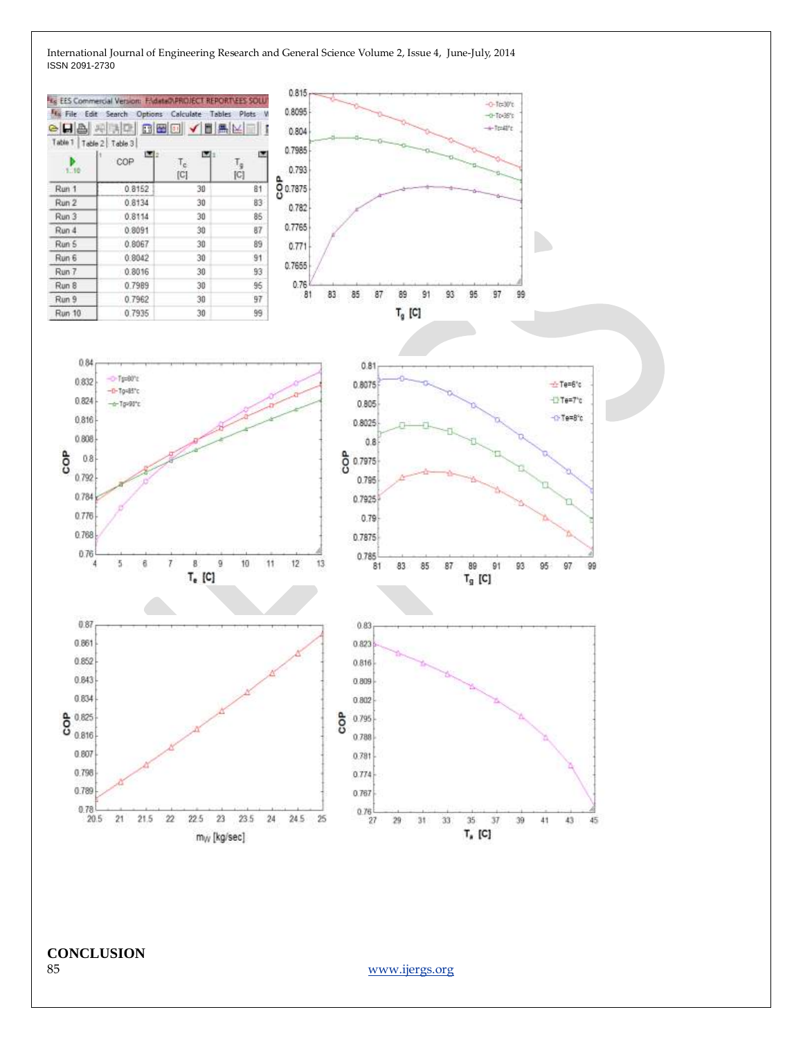| | COP | $T_c$ [C] | $T_g$ [C] |
|---|---|---|---|
| Run 1 | 0.8152 | 30 | 81 |
| Run 2 | 0.8134 | 30 | 83 |
| Run 3 | 0.8114 | 30 | 85 |
| Run 4 | 0.8091 | 30 | 87 |
| Run 5 | 0.8067 | 30 | 89 |
| Run 6 | 0.8042 | 30 | 91 |
| Run 7 | 0.8016 | 30 | 93 |
| Run 8 | 0.7989 | 30 | 95 |
| Run 9 | 0.7962 | 30 | 97 |
| Run 10 | 0.7935 | 30 | 99 |

## CONCLUSION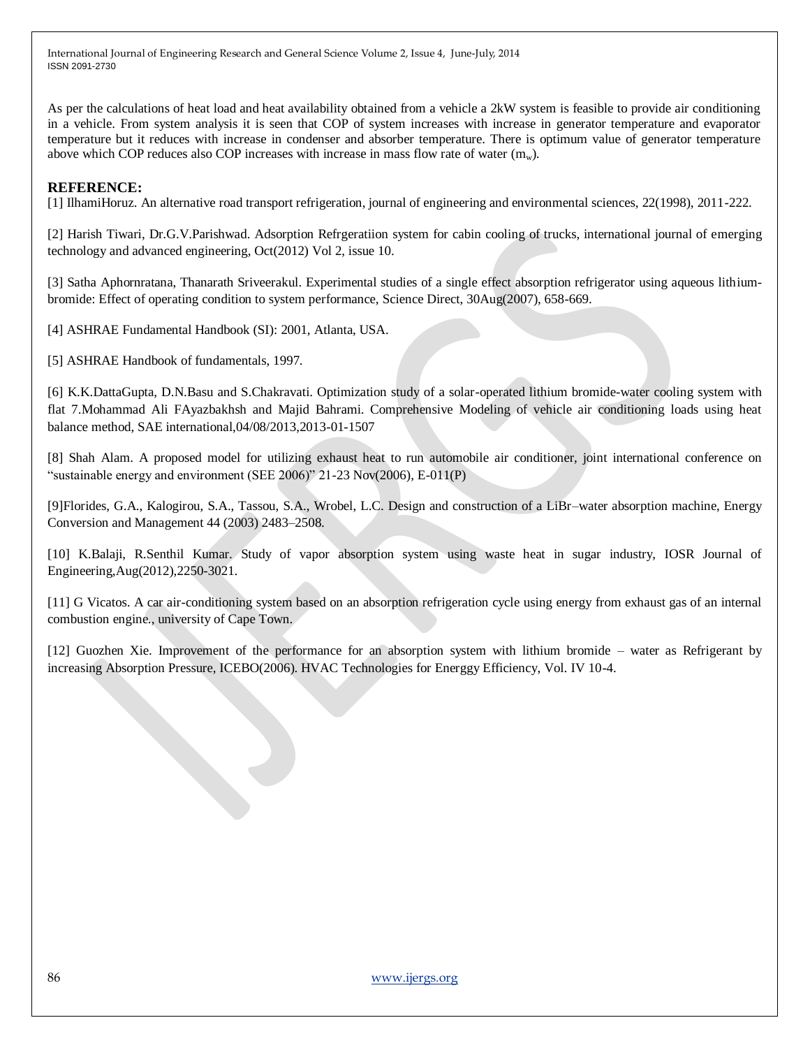As per the calculations of heat load and heat availability obtained from a vehicle a 2kW system is feasible to provide air conditioning in a vehicle. From system analysis it is seen that COP of system increases with increase in generator temperature and evaporator temperature but it reduces with increase in condenser and absorber temperature. There is optimum value of generator temperature above which COP reduces also COP increases with increase in mass flow rate of water ($m_w$).

## REFERENCE:

[1] IlhamiHoruz. An alternative road transport refrigeration, journal of engineering and environmental sciences, 22(1998), 2011-222.

[2] Harish Tiwari, Dr.G.V.Parishwad. Adsorption Refrgeratiion system for cabin cooling of trucks, international journal of emerging technology and advanced engineering, Oct(2012) Vol 2, issue 10.

[3] Satha Aphornratana, Thanarath Sriveerakul. Experimental studies of a single effect absorption refrigerator using aqueous lithium-bromide: Effect of operating condition to system performance, Science Direct, 30Aug(2007), 658-669.

[4] ASHRAE Fundamental Handbook (SI): 2001, Atlanta, USA.

[5] ASHRAE Handbook of fundamentals, 1997.

[6] K.K.DattaGupta, D.N.Basu and S.Chakravati. Optimization study of a solar-operated lithium bromide-water cooling system with flat 7.Mohammad Ali FAyazbakhsh and Majid Bahrami. Comprehensive Modeling of vehicle air conditioning loads using heat balance method, SAE international,04/08/2013,2013-01-1507

[8] Shah Alam. A proposed model for utilizing exhaust heat to run automobile air conditioner, joint international conference on "sustainable energy and environment (SEE 2006)" 21-23 Nov(2006), E-011(P)

[9]Florides, G.A., Kalogirou, S.A., Tassou, S.A., Wrobel, L.C. Design and construction of a LiBr–water absorption machine, Energy Conversion and Management 44 (2003) 2483–2508.

[10] K.Balaji, R.Senthil Kumar. Study of vapor absorption system using waste heat in sugar industry, IOSR Journal of Engineering,Aug(2012),2250-3021.

[11] G Vicatos. A car air-conditioning system based on an absorption refrigeration cycle using energy from exhaust gas of an internal combustion engine., university of Cape Town.

[12] Guozhen Xie. Improvement of the performance for an absorption system with lithium bromide – water as Refrigerant by increasing Absorption Pressure, ICEBO(2006). HVAC Technologies for Energgy Efficiency, Vol. IV 10-4.